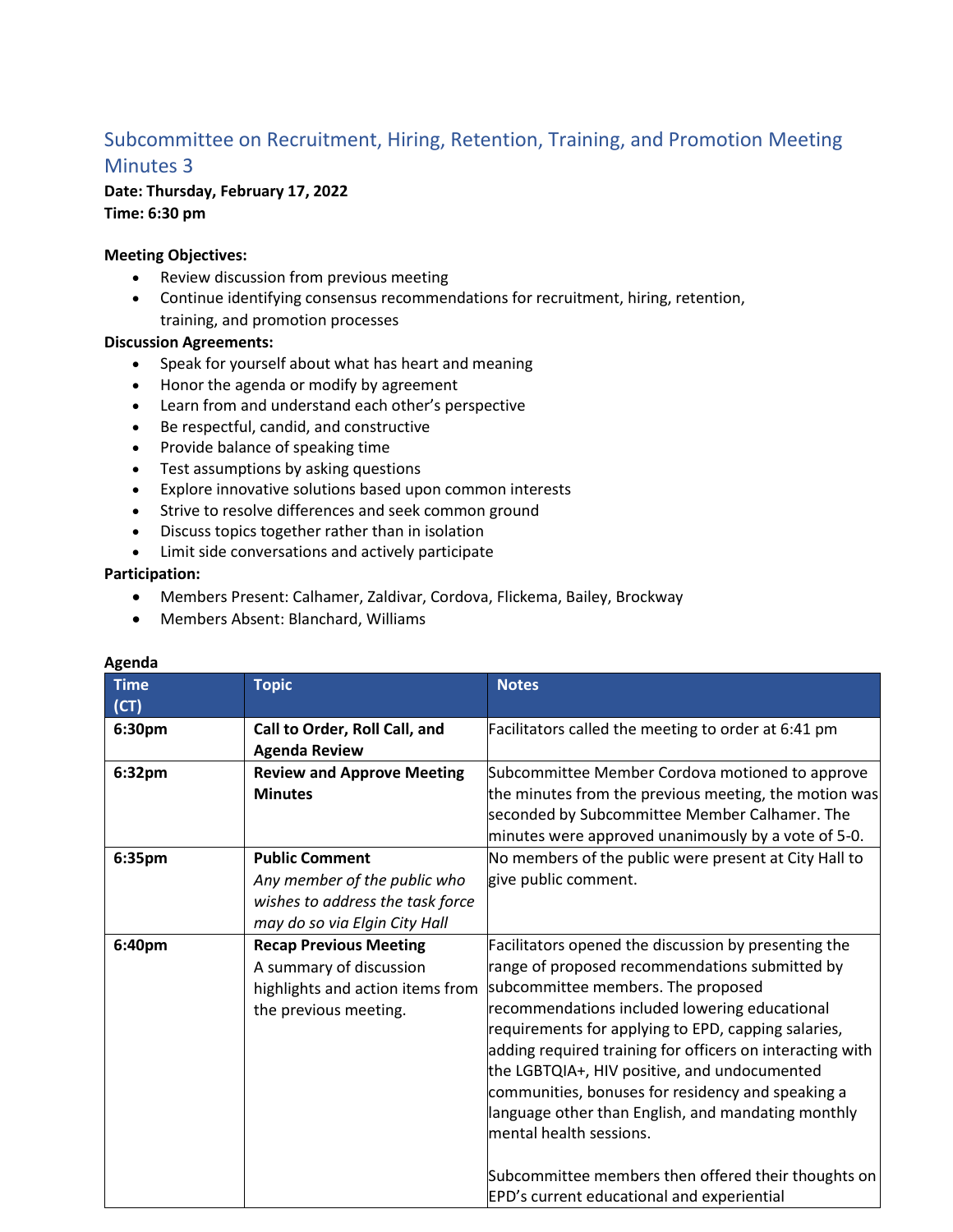# Subcommittee on Recruitment, Hiring, Retention, Training, and Promotion Meeting Minutes 3

**Date: Thursday, February 17, 2022**
**Time: 6:30 pm**

**Meeting Objectives:**

- Review discussion from previous meeting
- Continue identifying consensus recommendations for recruitment, hiring, retention, training, and promotion processes

**Discussion Agreements:**

- Speak for yourself about what has heart and meaning
- Honor the agenda or modify by agreement
- Learn from and understand each other's perspective
- Be respectful, candid, and constructive
- Provide balance of speaking time
- Test assumptions by asking questions
- Explore innovative solutions based upon common interests
- Strive to resolve differences and seek common ground
- Discuss topics together rather than in isolation
- Limit side conversations and actively participate

**Participation:**

- Members Present: Calhamer, Zaldivar, Cordova, Flickema, Bailey, Brockway
- Members Absent: Blanchard, Williams

**Agenda**

| Time (CT) | Topic | Notes |
|---|---|---|
| **6:30pm** | **Call to Order, Roll Call, and Agenda Review** | Facilitators called the meeting to order at 6:41 pm |
| **6:32pm** | **Review and Approve Meeting Minutes** | Subcommittee Member Cordova motioned to approve the minutes from the previous meeting, the motion was seconded by Subcommittee Member Calhamer. The minutes were approved unanimously by a vote of 5-0. |
| **6:35pm** | **Public Comment** *Any member of the public who wishes to address the task force may do so via Elgin City Hall* | No members of the public were present at City Hall to give public comment. |
| **6:40pm** | **Recap Previous Meeting** A summary of discussion highlights and action items from the previous meeting. | Facilitators opened the discussion by presenting the range of proposed recommendations submitted by subcommittee members. The proposed recommendations included lowering educational requirements for applying to EPD, capping salaries, adding required training for officers on interacting with the LGBTQIA+, HIV positive, and undocumented communities, bonuses for residency and speaking a language other than English, and mandating monthly mental health sessions.<br><br>Subcommittee members then offered their thoughts on EPD's current educational and experiential |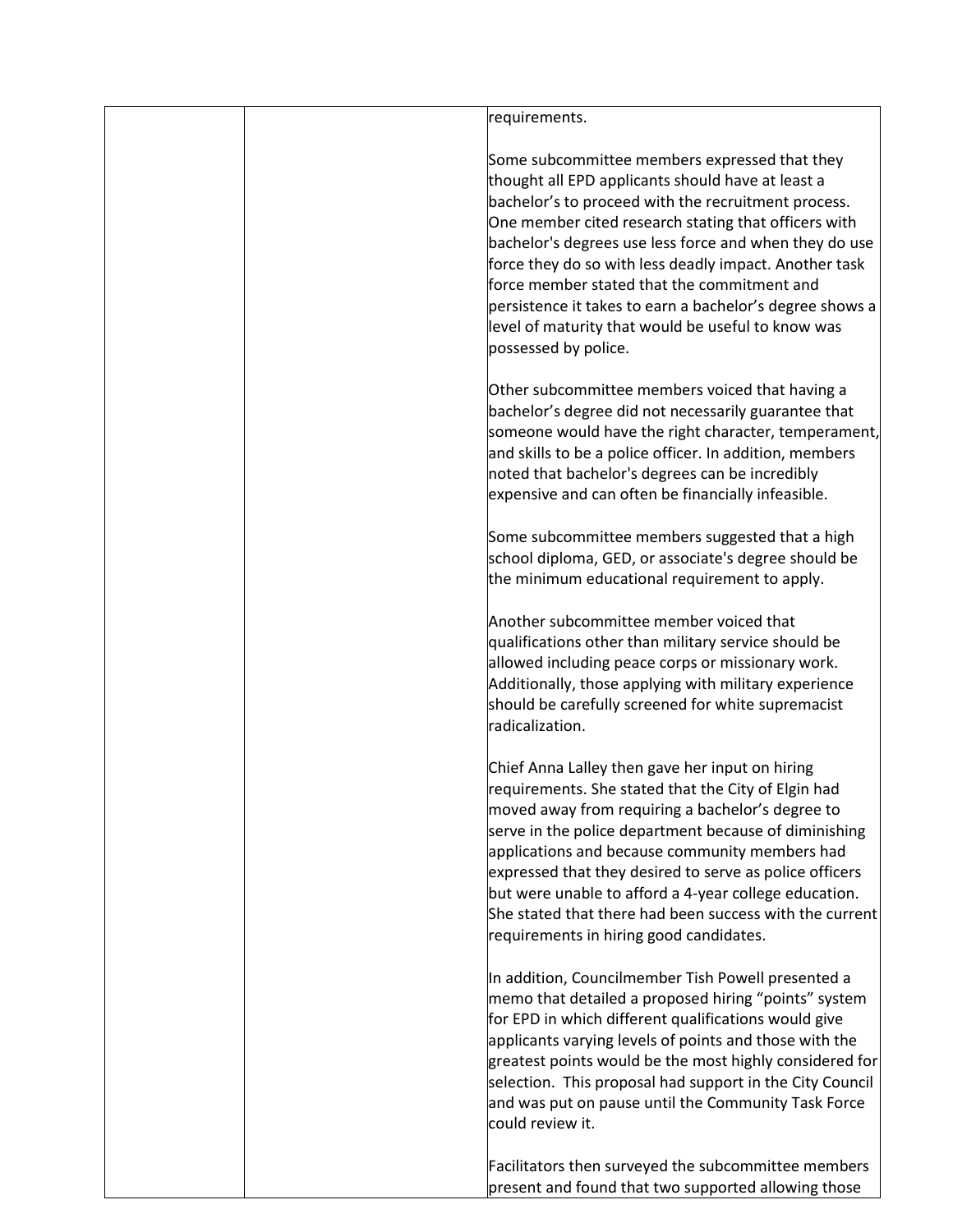|  |  | requirements.<br><br>Some subcommittee members expressed that they thought all EPD applicants should have at least a bachelor's to proceed with the recruitment process. One member cited research stating that officers with bachelor's degrees use less force and when they do use force they do so with less deadly impact. Another task force member stated that the commitment and persistence it takes to earn a bachelor's degree shows a level of maturity that would be useful to know was possessed by police.<br><br>Other subcommittee members voiced that having a bachelor's degree did not necessarily guarantee that someone would have the right character, temperament, and skills to be a police officer. In addition, members noted that bachelor's degrees can be incredibly expensive and can often be financially infeasible.<br><br>Some subcommittee members suggested that a high school diploma, GED, or associate's degree should be the minimum educational requirement to apply.<br><br>Another subcommittee member voiced that qualifications other than military service should be allowed including peace corps or missionary work. Additionally, those applying with military experience should be carefully screened for white supremacist radicalization.<br><br>Chief Anna Lalley then gave her input on hiring requirements. She stated that the City of Elgin had moved away from requiring a bachelor's degree to serve in the police department because of diminishing applications and because community members had expressed that they desired to serve as police officers but were unable to afford a 4-year college education. She stated that there had been success with the current requirements in hiring good candidates.<br><br>In addition, Councilmember Tish Powell presented a memo that detailed a proposed hiring "points" system for EPD in which different qualifications would give applicants varying levels of points and those with the greatest points would be the most highly considered for selection. This proposal had support in the City Council and was put on pause until the Community Task Force could review it.<br><br>Facilitators then surveyed the subcommittee members present and found that two supported allowing those |
|---|---|---|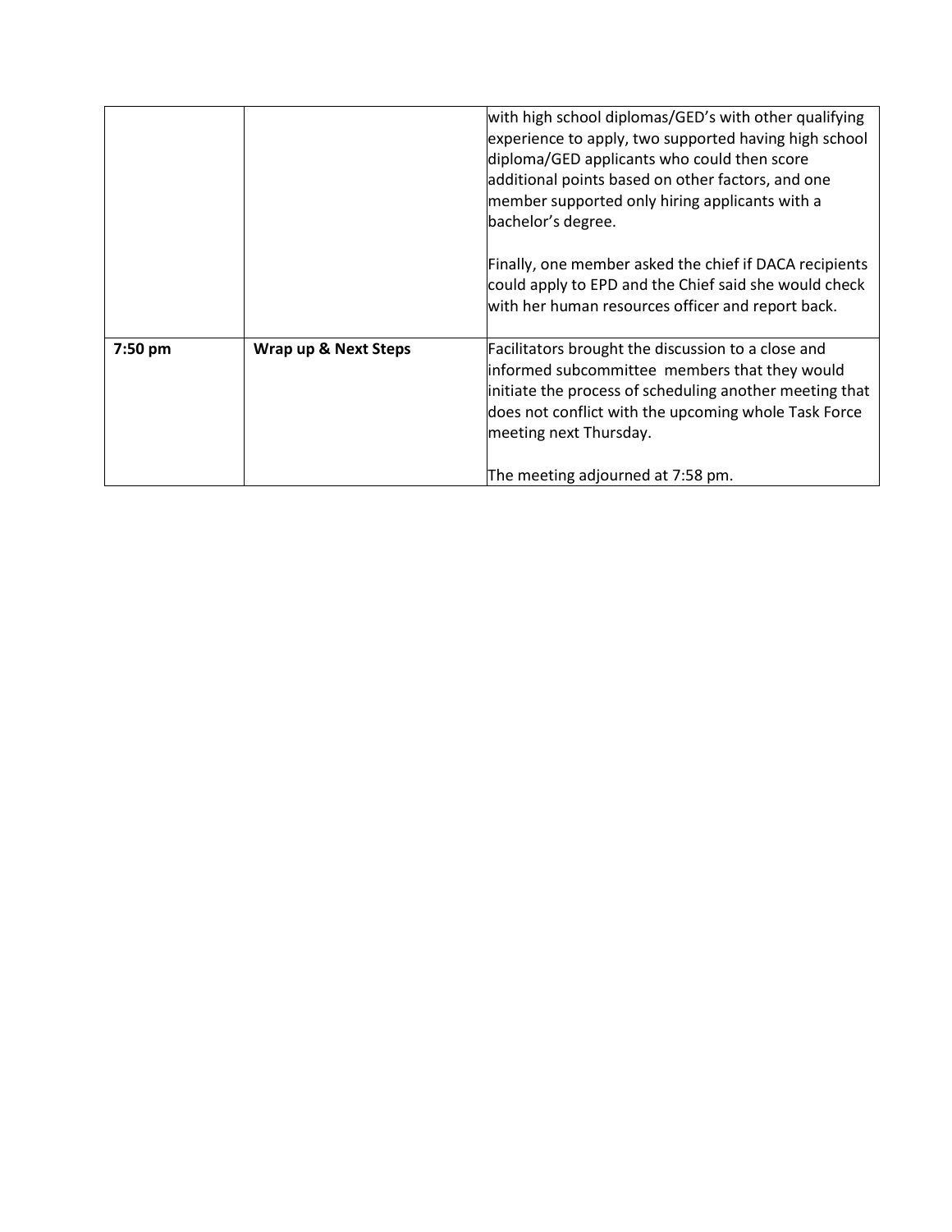| | | |
|---|---|---|
| | | with high school diplomas/GED's with other qualifying experience to apply, two supported having high school diploma/GED applicants who could then score additional points based on other factors, and one member supported only hiring applicants with a bachelor's degree.<br><br>Finally, one member asked the chief if DACA recipients could apply to EPD and the Chief said she would check with her human resources officer and report back. |
| **7:50 pm** | **Wrap up & Next Steps** | Facilitators brought the discussion to a close and informed subcommittee members that they would initiate the process of scheduling another meeting that does not conflict with the upcoming whole Task Force meeting next Thursday.<br><br>The meeting adjourned at 7:58 pm. |